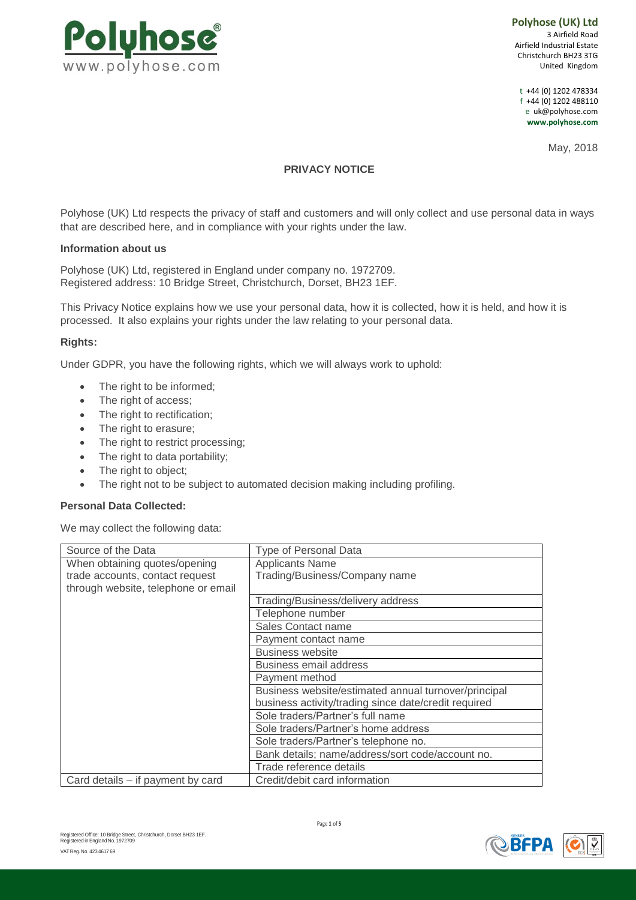**Polyhose (UK) Ltd**
3 Airfield Road
Airfield Industrial Estate
Christchurch BH23 3TG
United Kingdom

t +44 (0) 1202 478334
f +44 (0) 1202 488110
e uk@polyhose.com
**www.polyhose.com**

May, 2018

## PRIVACY NOTICE

Polyhose (UK) Ltd respects the privacy of staff and customers and will only collect and use personal data in ways that are described here, and in compliance with your rights under the law.

### Information about us

Polyhose (UK) Ltd, registered in England under company no. 1972709.
Registered address: 10 Bridge Street, Christchurch, Dorset, BH23 1EF.

This Privacy Notice explains how we use your personal data, how it is collected, how it is held, and how it is processed. It also explains your rights under the law relating to your personal data.

### Rights:

Under GDPR, you have the following rights, which we will always work to uphold:

- The right to be informed;
- The right of access;
- The right to rectification;
- The right to erasure;
- The right to restrict processing;
- The right to data portability;
- The right to object;
- The right not to be subject to automated decision making including profiling.

### Personal Data Collected:

We may collect the following data:

| Source of the Data | Type of Personal Data |
|---|---|
| When obtaining quotes/opening trade accounts, contact request through website, telephone or email | Applicants Name<br>Trading/Business/Company name |
| | Trading/Business/delivery address |
| | Telephone number |
| | Sales Contact name |
| | Payment contact name |
| | Business website |
| | Business email address |
| | Payment method |
| | Business website/estimated annual turnover/principal business activity/trading since date/credit required |
| | Sole traders/Partner's full name |
| | Sole traders/Partner's home address |
| | Sole traders/Partner's telephone no. |
| | Bank details; name/address/sort code/account no. |
| | Trade reference details |
| Card details – if payment by card | Credit/debit card information |

Registered Office: 10 Bridge Street, Christchurch, Dorset BH23 1EF.
Registered in England No. 1972709
VAT Reg. No. 423 4617 69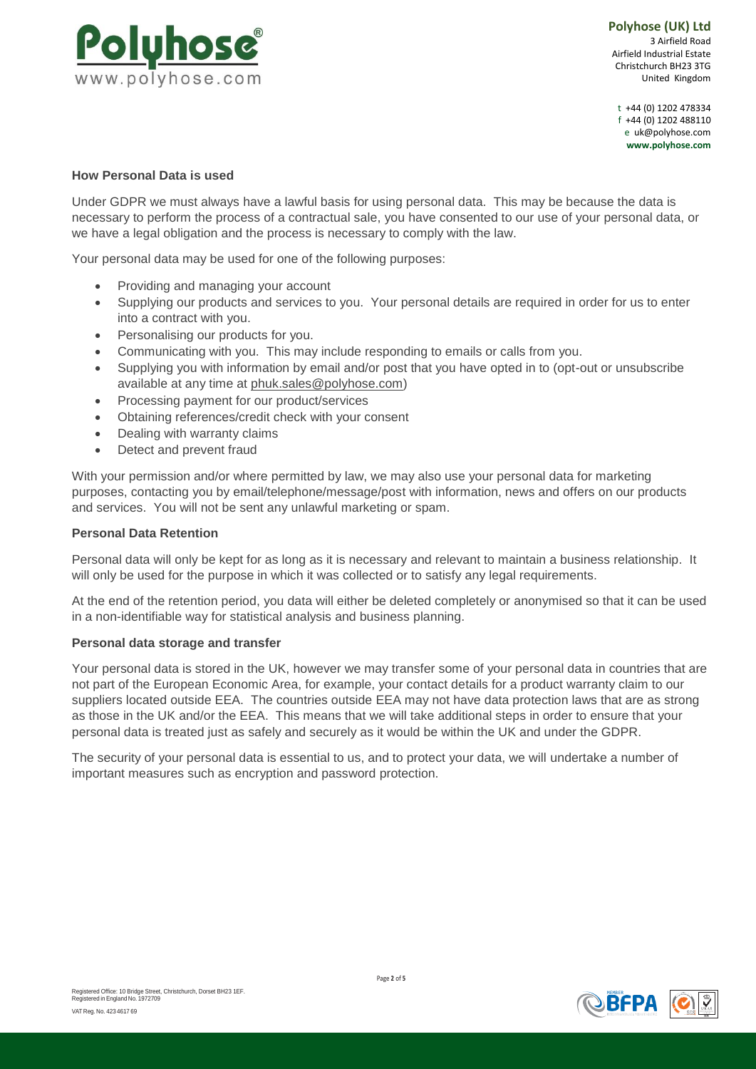### How Personal Data is used

Under GDPR we must always have a lawful basis for using personal data. This may be because the data is necessary to perform the process of a contractual sale, you have consented to our use of your personal data, or we have a legal obligation and the process is necessary to comply with the law.

Your personal data may be used for one of the following purposes:

- Providing and managing your account
- Supplying our products and services to you. Your personal details are required in order for us to enter into a contract with you.
- Personalising our products for you.
- Communicating with you. This may include responding to emails or calls from you.
- Supplying you with information by email and/or post that you have opted in to (opt-out or unsubscribe available at any time at phuk.sales@polyhose.com)
- Processing payment for our product/services
- Obtaining references/credit check with your consent
- Dealing with warranty claims
- Detect and prevent fraud

With your permission and/or where permitted by law, we may also use your personal data for marketing purposes, contacting you by email/telephone/message/post with information, news and offers on our products and services. You will not be sent any unlawful marketing or spam.

### Personal Data Retention

Personal data will only be kept for as long as it is necessary and relevant to maintain a business relationship. It will only be used for the purpose in which it was collected or to satisfy any legal requirements.

At the end of the retention period, you data will either be deleted completely or anonymised so that it can be used in a non-identifiable way for statistical analysis and business planning.

### Personal data storage and transfer

Your personal data is stored in the UK, however we may transfer some of your personal data in countries that are not part of the European Economic Area, for example, your contact details for a product warranty claim to our suppliers located outside EEA. The countries outside EEA may not have data protection laws that are as strong as those in the UK and/or the EEA. This means that we will take additional steps in order to ensure that your personal data is treated just as safely and securely as it would be within the UK and under the GDPR.

The security of your personal data is essential to us, and to protect your data, we will undertake a number of important measures such as encryption and password protection.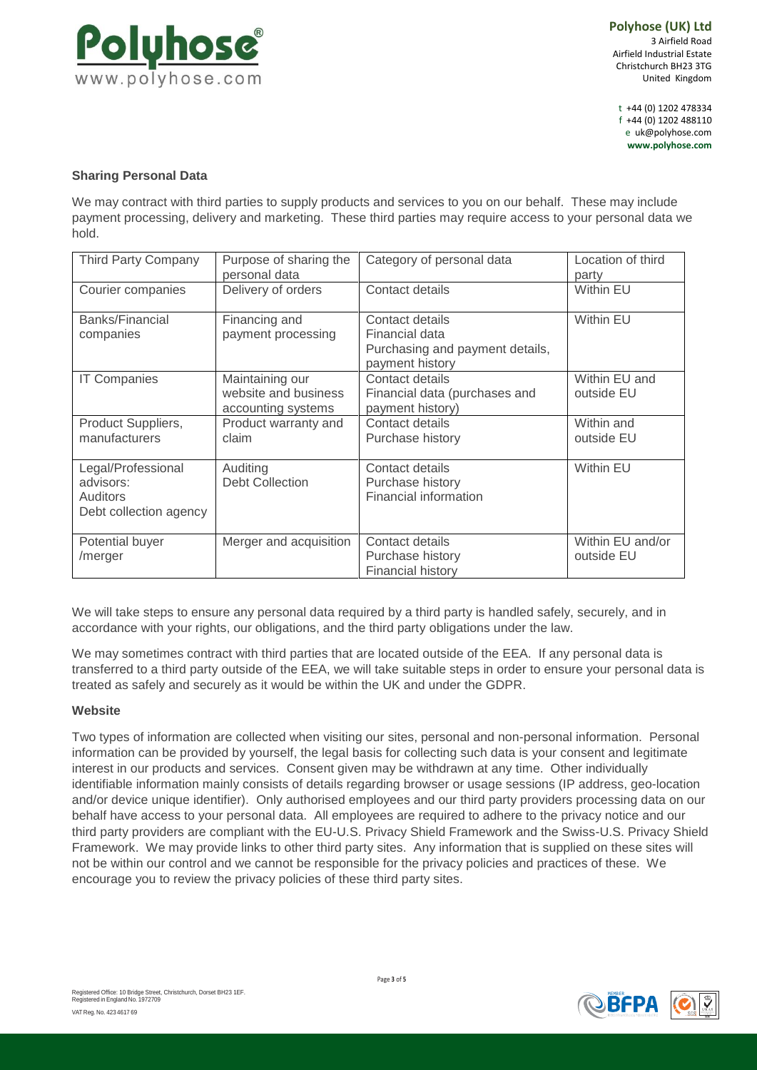### Sharing Personal Data

We may contract with third parties to supply products and services to you on our behalf. These may include payment processing, delivery and marketing. These third parties may require access to your personal data we hold.

| Third Party Company | Purpose of sharing the personal data | Category of personal data | Location of third party |
|---|---|---|---|
| Courier companies | Delivery of orders | Contact details | Within EU |
| Banks/Financial companies | Financing and payment processing | Contact details<br>Financial data<br>Purchasing and payment details, payment history | Within EU |
| IT Companies | Maintaining our website and business accounting systems | Contact details<br>Financial data (purchases and payment history) | Within EU and outside EU |
| Product Suppliers, manufacturers | Product warranty and claim | Contact details<br>Purchase history | Within and outside EU |
| Legal/Professional advisors:<br>Auditors<br>Debt collection agency | Auditing<br>Debt Collection | Contact details<br>Purchase history<br>Financial information | Within EU |
| Potential buyer /merger | Merger and acquisition | Contact details<br>Purchase history<br>Financial history | Within EU and/or outside EU |

We will take steps to ensure any personal data required by a third party is handled safely, securely, and in accordance with your rights, our obligations, and the third party obligations under the law.

We may sometimes contract with third parties that are located outside of the EEA. If any personal data is transferred to a third party outside of the EEA, we will take suitable steps in order to ensure your personal data is treated as safely and securely as it would be within the UK and under the GDPR.

### Website

Two types of information are collected when visiting our sites, personal and non-personal information. Personal information can be provided by yourself, the legal basis for collecting such data is your consent and legitimate interest in our products and services. Consent given may be withdrawn at any time. Other individually identifiable information mainly consists of details regarding browser or usage sessions (IP address, geo-location and/or device unique identifier). Only authorised employees and our third party providers processing data on our behalf have access to your personal data. All employees are required to adhere to the privacy notice and our third party providers are compliant with the EU-U.S. Privacy Shield Framework and the Swiss-U.S. Privacy Shield Framework. We may provide links to other third party sites. Any information that is supplied on these sites will not be within our control and we cannot be responsible for the privacy policies and practices of these. We encourage you to review the privacy policies of these third party sites.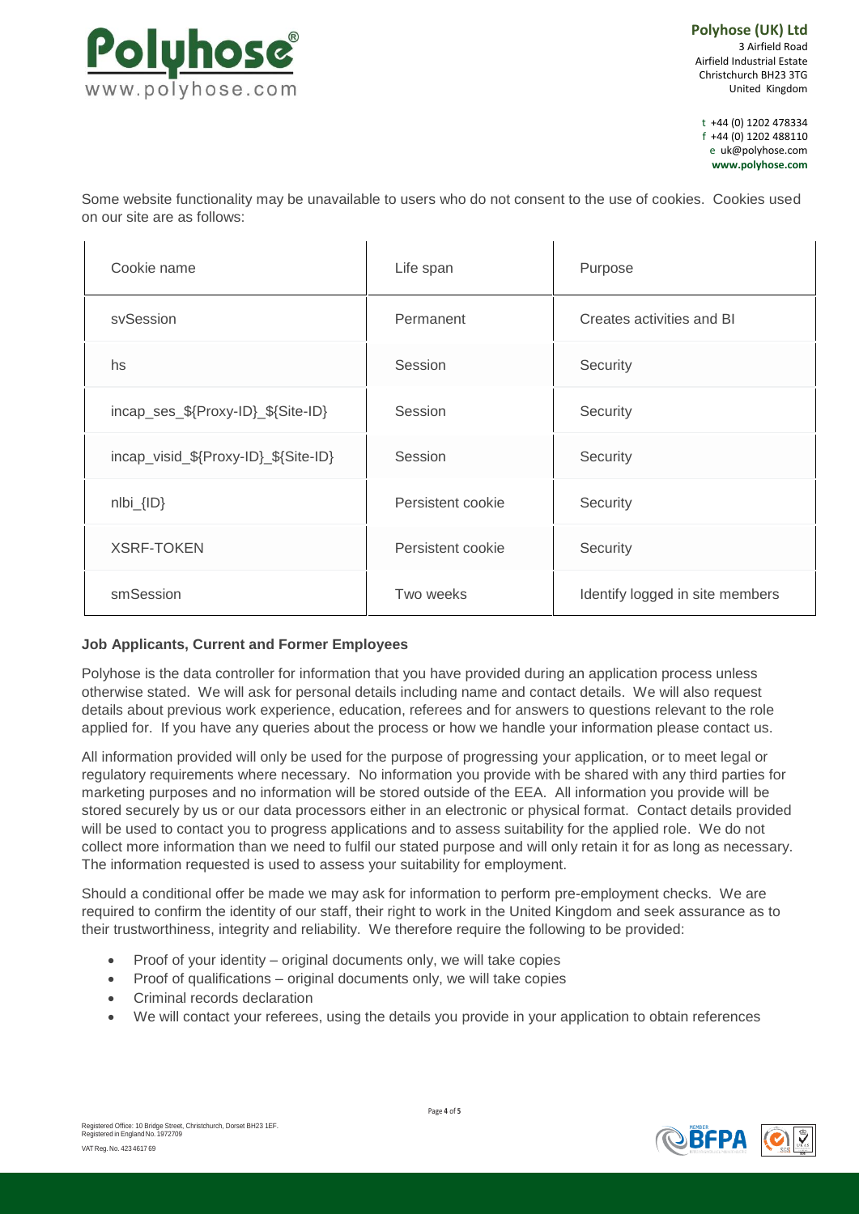Some website functionality may be unavailable to users who do not consent to the use of cookies. Cookies used on our site are as follows:

| Cookie name | Life span | Purpose |
| --- | --- | --- |
| svSession | Permanent | Creates activities and BI |
| hs | Session | Security |
| incap_ses_${Proxy-ID}_${Site-ID} | Session | Security |
| incap_visid_${Proxy-ID}_${Site-ID} | Session | Security |
| nlbi_{ID} | Persistent cookie | Security |
| XSRF-TOKEN | Persistent cookie | Security |
| smSession | Two weeks | Identify logged in site members |

**Job Applicants, Current and Former Employees**

Polyhose is the data controller for information that you have provided during an application process unless otherwise stated. We will ask for personal details including name and contact details. We will also request details about previous work experience, education, referees and for answers to questions relevant to the role applied for. If you have any queries about the process or how we handle your information please contact us.

All information provided will only be used for the purpose of progressing your application, or to meet legal or regulatory requirements where necessary. No information you provide with be shared with any third parties for marketing purposes and no information will be stored outside of the EEA. All information you provide will be stored securely by us or our data processors either in an electronic or physical format. Contact details provided will be used to contact you to progress applications and to assess suitability for the applied role. We do not collect more information than we need to fulfil our stated purpose and will only retain it for as long as necessary. The information requested is used to assess your suitability for employment.

Should a conditional offer be made we may ask for information to perform pre-employment checks. We are required to confirm the identity of our staff, their right to work in the United Kingdom and seek assurance as to their trustworthiness, integrity and reliability. We therefore require the following to be provided:

- Proof of your identity – original documents only, we will take copies
- Proof of qualifications – original documents only, we will take copies
- Criminal records declaration
- We will contact your referees, using the details you provide in your application to obtain references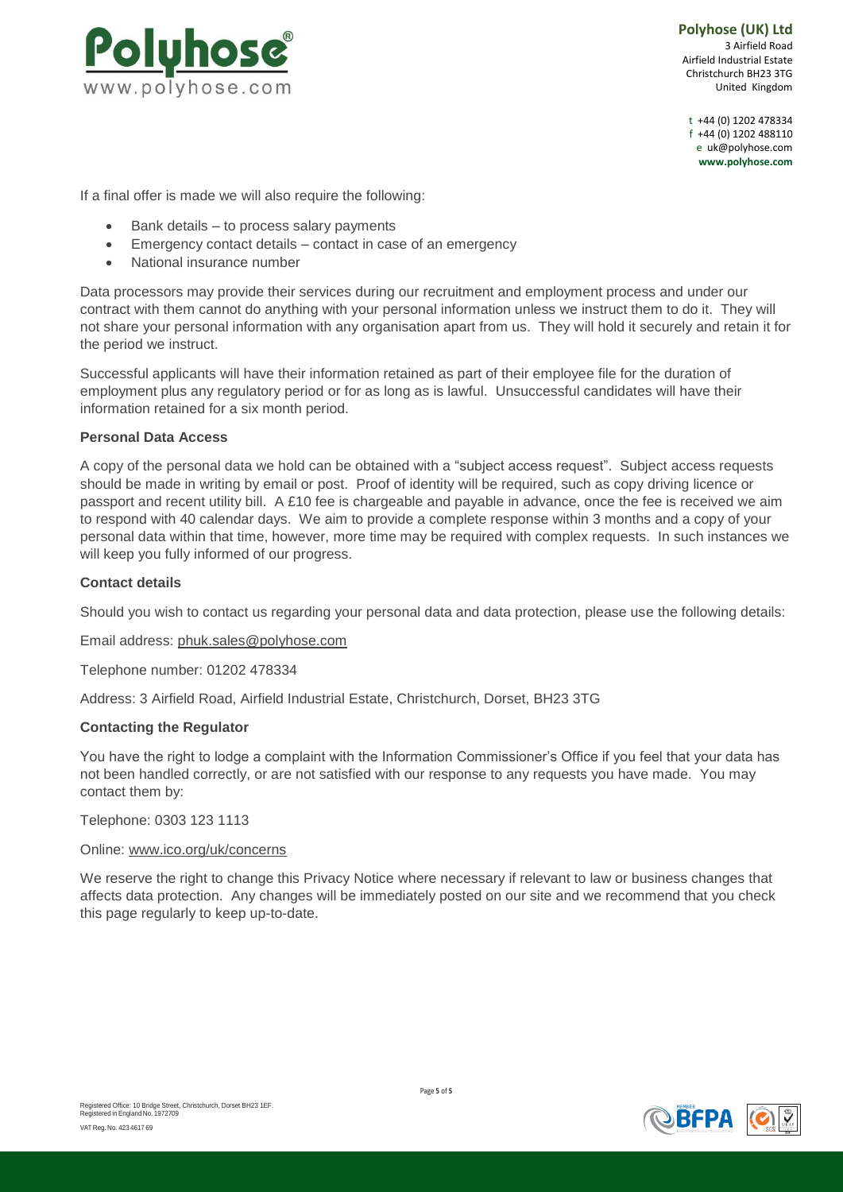If a final offer is made we will also require the following:

- Bank details – to process salary payments
- Emergency contact details – contact in case of an emergency
- National insurance number

Data processors may provide their services during our recruitment and employment process and under our contract with them cannot do anything with your personal information unless we instruct them to do it. They will not share your personal information with any organisation apart from us. They will hold it securely and retain it for the period we instruct.

Successful applicants will have their information retained as part of their employee file for the duration of employment plus any regulatory period or for as long as is lawful. Unsuccessful candidates will have their information retained for a six month period.

**Personal Data Access**

A copy of the personal data we hold can be obtained with a "subject access request". Subject access requests should be made in writing by email or post. Proof of identity will be required, such as copy driving licence or passport and recent utility bill. A £10 fee is chargeable and payable in advance, once the fee is received we aim to respond with 40 calendar days. We aim to provide a complete response within 3 months and a copy of your personal data within that time, however, more time may be required with complex requests. In such instances we will keep you fully informed of our progress.

**Contact details**

Should you wish to contact us regarding your personal data and data protection, please use the following details:

Email address: phuk.sales@polyhose.com

Telephone number: 01202 478334

Address: 3 Airfield Road, Airfield Industrial Estate, Christchurch, Dorset, BH23 3TG

**Contacting the Regulator**

You have the right to lodge a complaint with the Information Commissioner's Office if you feel that your data has not been handled correctly, or are not satisfied with our response to any requests you have made. You may contact them by:

Telephone: 0303 123 1113

Online: www.ico.org/uk/concerns

We reserve the right to change this Privacy Notice where necessary if relevant to law or business changes that affects data protection. Any changes will be immediately posted on our site and we recommend that you check this page regularly to keep up-to-date.